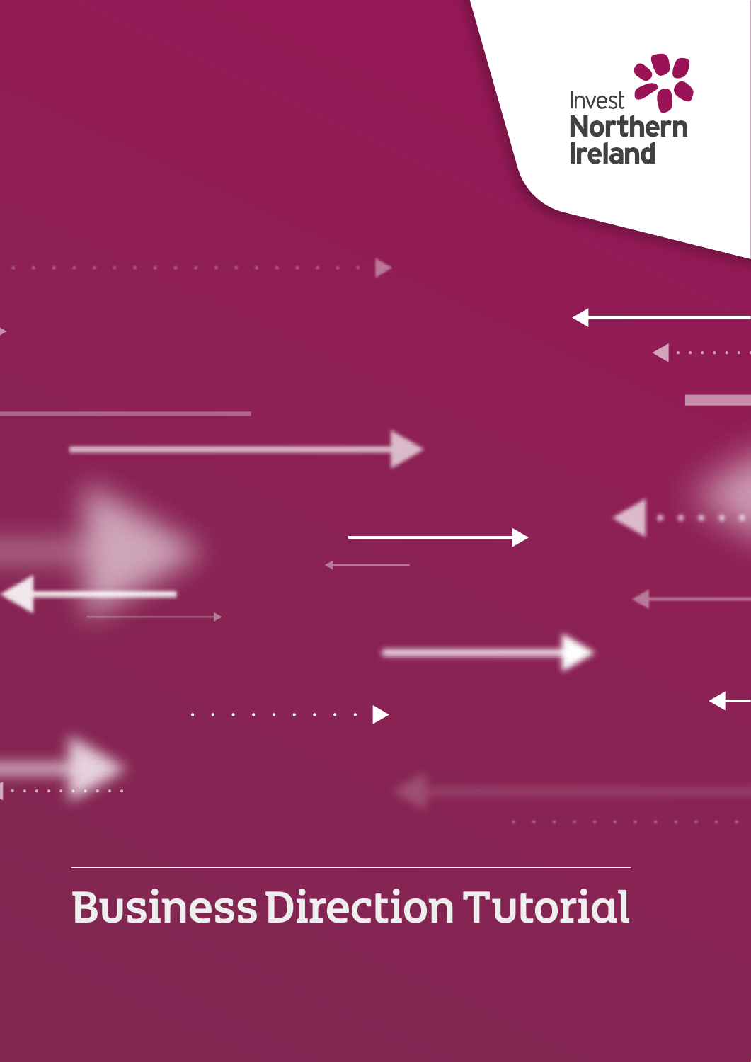Invest Northern Ireland

# Business Direction Tutorial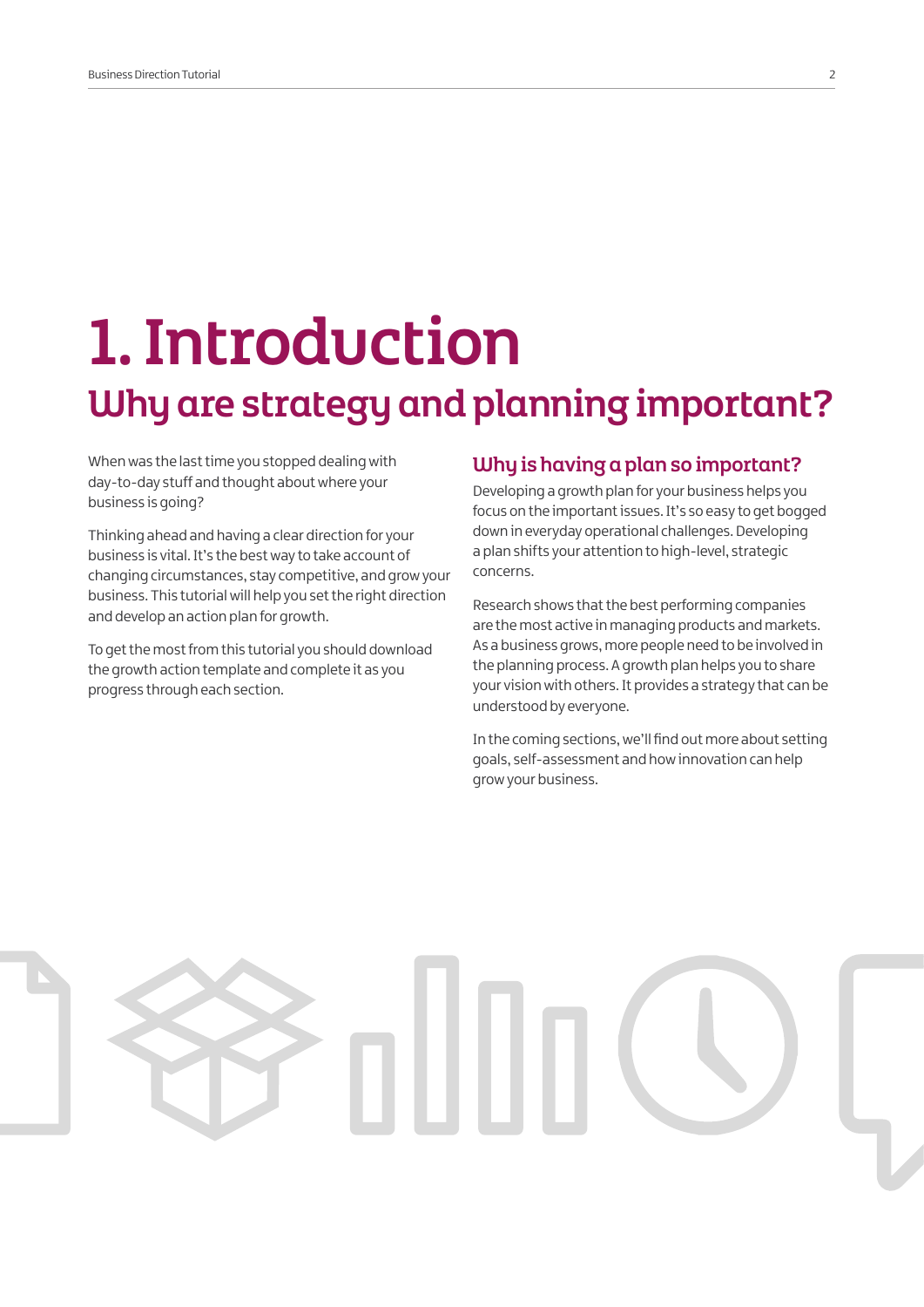# 1. Introduction

## Why are strategy and planning important?

When was the last time you stopped dealing with day-to-day stuff and thought about where your business is going?

Thinking ahead and having a clear direction for your business is vital. It's the best way to take account of changing circumstances, stay competitive, and grow your business. This tutorial will help you set the right direction and develop an action plan for growth.

To get the most from this tutorial you should download the growth action template and complete it as you progress through each section.

### Why is having a plan so important?

Developing a growth plan for your business helps you focus on the important issues. It's so easy to get bogged down in everyday operational challenges. Developing a plan shifts your attention to high-level, strategic concerns.

Research shows that the best performing companies are the most active in managing products and markets. As a business grows, more people need to be involved in the planning process. A growth plan helps you to share your vision with others. It provides a strategy that can be understood by everyone.

In the coming sections, we'll find out more about setting goals, self-assessment and how innovation can help grow your business.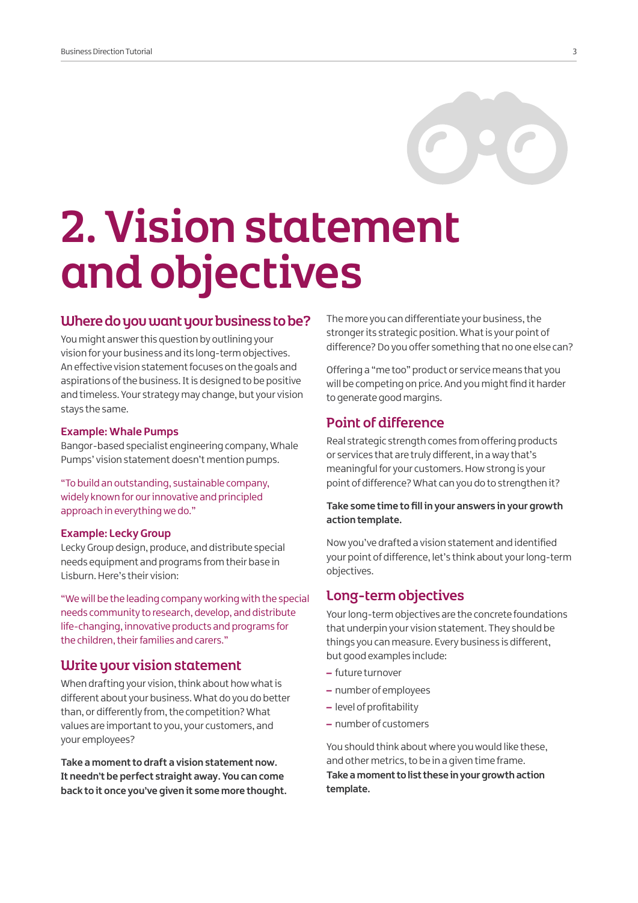# 2. Vision statement and objectives

## Where do you want your business to be?

You might answer this question by outlining your vision for your business and its long-term objectives. An effective vision statement focuses on the goals and aspirations of the business. It is designed to be positive and timeless. Your strategy may change, but your vision stays the same.

### Example: Whale Pumps

Bangor-based specialist engineering company, Whale Pumps' vision statement doesn't mention pumps.

"To build an outstanding, sustainable company, widely known for our innovative and principled approach in everything we do."

### Example: Lecky Group

Lecky Group design, produce, and distribute special needs equipment and programs from their base in Lisburn. Here's their vision:

"We will be the leading company working with the special needs community to research, develop, and distribute life-changing, innovative products and programs for the children, their families and carers."

## Write your vision statement

When drafting your vision, think about how what is different about your business. What do you do better than, or differently from, the competition? What values are important to you, your customers, and your employees?

**Take a moment to draft a vision statement now. It needn't be perfect straight away. You can come back to it once you've given it some more thought.**

The more you can differentiate your business, the stronger its strategic position. What is your point of difference? Do you offer something that no one else can?

Offering a "me too" product or service means that you will be competing on price. And you might find it harder to generate good margins.

## Point of difference

Real strategic strength comes from offering products or services that are truly different, in a way that's meaningful for your customers. How strong is your point of difference? What can you do to strengthen it?

**Take some time to fill in your answers in your growth action template.**

Now you've drafted a vision statement and identified your point of difference, let's think about your long-term objectives.

## Long-term objectives

Your long-term objectives are the concrete foundations that underpin your vision statement. They should be things you can measure. Every business is different, but good examples include:

- future turnover
- number of employees
- level of profitability
- number of customers

You should think about where you would like these, and other metrics, to be in a given time frame. **Take a moment to list these in your growth action template.**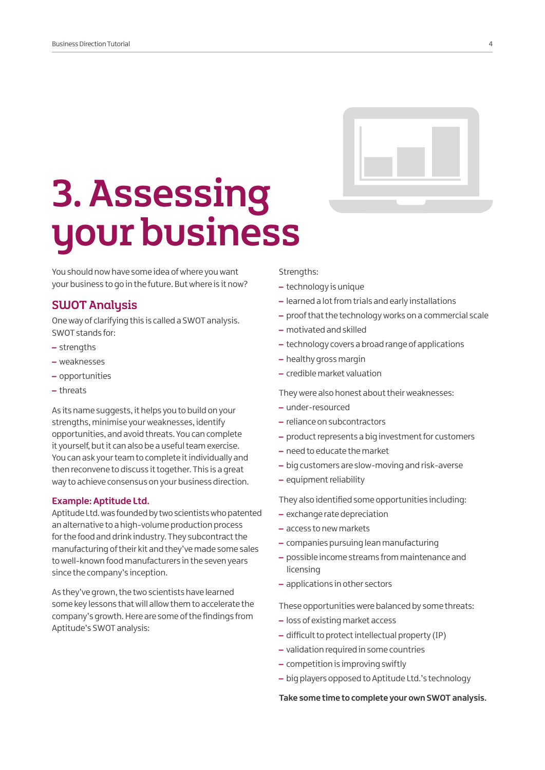# 3. Assessing your business

You should now have some idea of where you want your business to go in the future. But where is it now?

## SWOT Analysis

One way of clarifying this is called a SWOT analysis. SWOT stands for:

- strengths
- weaknesses
- opportunities
- threats

As its name suggests, it helps you to build on your strengths, minimise your weaknesses, identify opportunities, and avoid threats. You can complete it yourself, but it can also be a useful team exercise. You can ask your team to complete it individually and then reconvene to discuss it together. This is a great way to achieve consensus on your business direction.

### Example: Aptitude Ltd.

Aptitude Ltd. was founded by two scientists who patented an alternative to a high-volume production process for the food and drink industry. They subcontract the manufacturing of their kit and they've made some sales to well-known food manufacturers in the seven years since the company's inception.

As they've grown, the two scientists have learned some key lessons that will allow them to accelerate the company's growth. Here are some of the findings from Aptitude's SWOT analysis:

Strengths:

- technology is unique
- learned a lot from trials and early installations
- proof that the technology works on a commercial scale
- motivated and skilled
- technology covers a broad range of applications
- healthy gross margin
- credible market valuation

They were also honest about their weaknesses:

- under-resourced
- reliance on subcontractors
- product represents a big investment for customers
- need to educate the market
- big customers are slow-moving and risk-averse
- equipment reliability

They also identified some opportunities including:

- exchange rate depreciation
- access to new markets
- companies pursuing lean manufacturing
- possible income streams from maintenance and licensing
- applications in other sectors

These opportunities were balanced by some threats:

- loss of existing market access
- difficult to protect intellectual property (IP)
- validation required in some countries
- competition is improving swiftly
- big players opposed to Aptitude Ltd.'s technology

**Take some time to complete your own SWOT analysis.**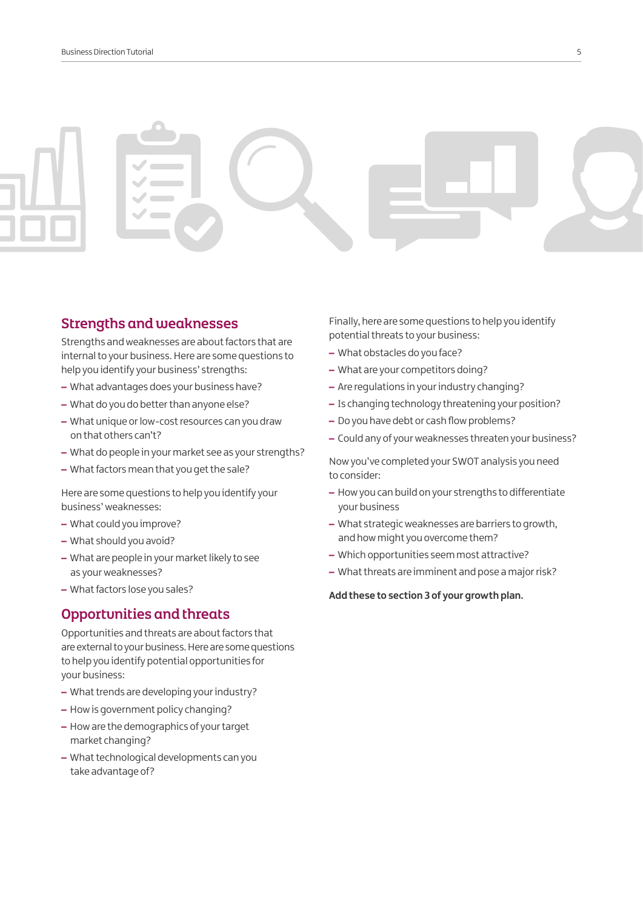## Strengths and weaknesses

Strengths and weaknesses are about factors that are internal to your business. Here are some questions to help you identify your business' strengths:

- What advantages does your business have?
- What do you do better than anyone else?
- What unique or low-cost resources can you draw on that others can't?
- What do people in your market see as your strengths?
- What factors mean that you get the sale?

Here are some questions to help you identify your business' weaknesses:

- What could you improve?
- What should you avoid?
- What are people in your market likely to see as your weaknesses?
- What factors lose you sales?

## Opportunities and threats

Opportunities and threats are about factors that are external to your business. Here are some questions to help you identify potential opportunities for your business:

- What trends are developing your industry?
- How is government policy changing?
- How are the demographics of your target market changing?
- What technological developments can you take advantage of?

Finally, here are some questions to help you identify potential threats to your business:

- What obstacles do you face?
- What are your competitors doing?
- Are regulations in your industry changing?
- Is changing technology threatening your position?
- Do you have debt or cash flow problems?
- Could any of your weaknesses threaten your business?

Now you've completed your SWOT analysis you need to consider:

- How you can build on your strengths to differentiate your business
- What strategic weaknesses are barriers to growth, and how might you overcome them?
- Which opportunities seem most attractive?
- What threats are imminent and pose a major risk?

**Add these to section 3 of your growth plan.**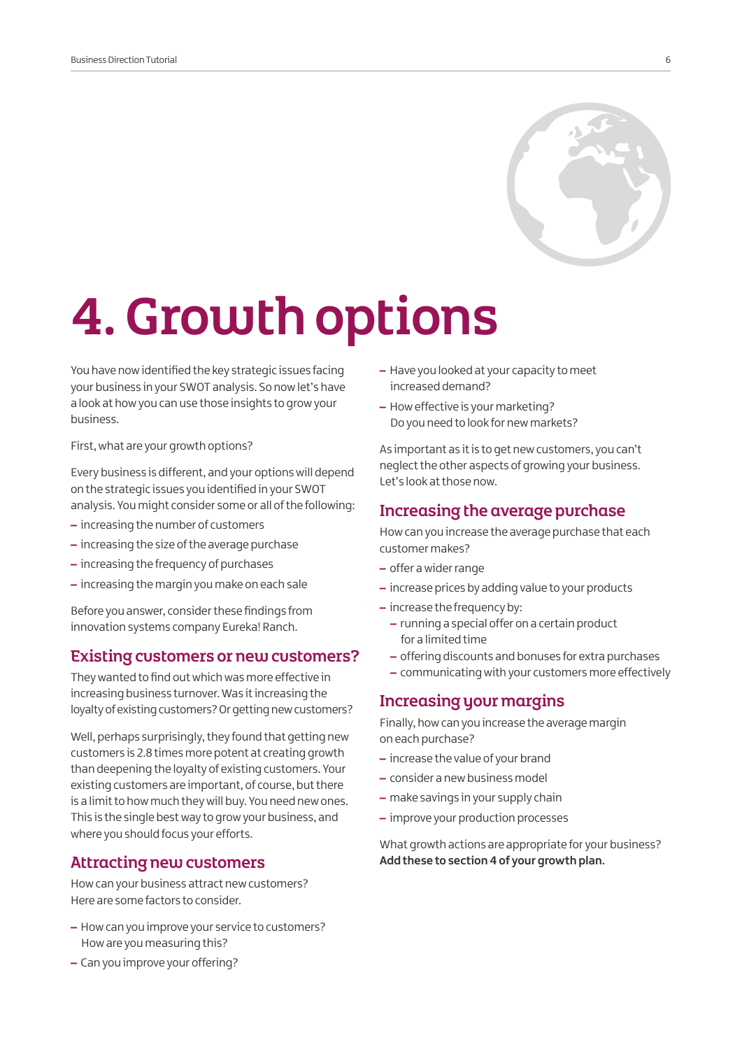# 4. Growth options

You have now identified the key strategic issues facing your business in your SWOT analysis. So now let's have a look at how you can use those insights to grow your business.

First, what are your growth options?

Every business is different, and your options will depend on the strategic issues you identified in your SWOT analysis. You might consider some or all of the following:

- increasing the number of customers
- increasing the size of the average purchase
- increasing the frequency of purchases
- increasing the margin you make on each sale

Before you answer, consider these findings from innovation systems company Eureka! Ranch.

## Existing customers or new customers?

They wanted to find out which was more effective in increasing business turnover. Was it increasing the loyalty of existing customers? Or getting new customers?

Well, perhaps surprisingly, they found that getting new customers is 2.8 times more potent at creating growth than deepening the loyalty of existing customers. Your existing customers are important, of course, but there is a limit to how much they will buy. You need new ones. This is the single best way to grow your business, and where you should focus your efforts.

## Attracting new customers

How can your business attract new customers? Here are some factors to consider.

- How can you improve your service to customers? How are you measuring this?
- Can you improve your offering?
- Have you looked at your capacity to meet increased demand?
- How effective is your marketing? Do you need to look for new markets?

As important as it is to get new customers, you can't neglect the other aspects of growing your business. Let's look at those now.

## Increasing the average purchase

How can you increase the average purchase that each customer makes?

- offer a wider range
- increase prices by adding value to your products
- increase the frequency by:
  - running a special offer on a certain product for a limited time
  - offering discounts and bonuses for extra purchases
  - communicating with your customers more effectively

## Increasing your margins

Finally, how can you increase the average margin on each purchase?

- increase the value of your brand
- consider a new business model
- make savings in your supply chain
- improve your production processes

What growth actions are appropriate for your business? **Add these to section 4 of your growth plan.**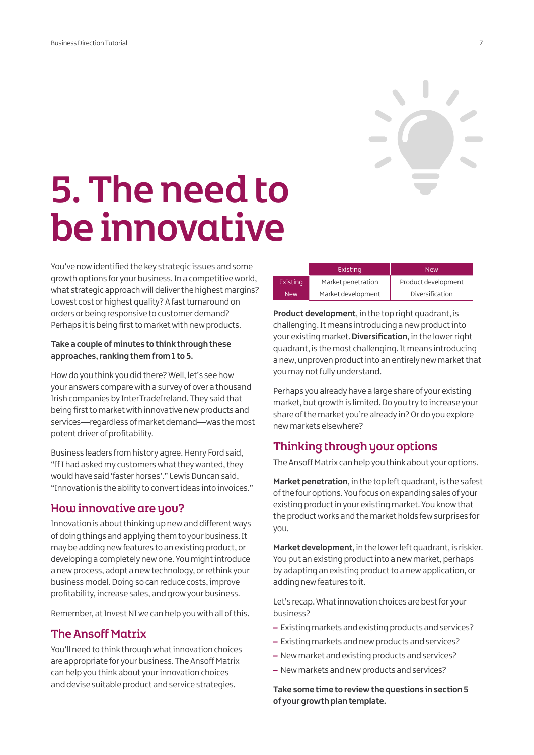# 5. The need to be innovative

You've now identified the key strategic issues and some growth options for your business. In a competitive world, what strategic approach will deliver the highest margins? Lowest cost or highest quality? A fast turnaround on orders or being responsive to customer demand? Perhaps it is being first to market with new products.

**Take a couple of minutes to think through these approaches, ranking them from 1 to 5.**

How do you think you did there? Well, let's see how your answers compare with a survey of over a thousand Irish companies by InterTradeIreland. They said that being first to market with innovative new products and services—regardless of market demand—was the most potent driver of profitability.

Business leaders from history agree. Henry Ford said, "If I had asked my customers what they wanted, they would have said 'faster horses'." Lewis Duncan said, "Innovation is the ability to convert ideas into invoices."

## How innovative are you?

Innovation is about thinking up new and different ways of doing things and applying them to your business. It may be adding new features to an existing product, or developing a completely new one. You might introduce a new process, adopt a new technology, or rethink your business model. Doing so can reduce costs, improve profitability, increase sales, and grow your business.

Remember, at Invest NI we can help you with all of this.

## The Ansoff Matrix

You'll need to think through what innovation choices are appropriate for your business. The Ansoff Matrix can help you think about your innovation choices and devise suitable product and service strategies.

| | Existing | New |
|---|---|---|
| Existing | Market penetration | Product development |
| New | Market development | Diversification |

**Product development**, in the top right quadrant, is challenging. It means introducing a new product into your existing market. **Diversification**, in the lower right quadrant, is the most challenging. It means introducing a new, unproven product into an entirely new market that you may not fully understand.

Perhaps you already have a large share of your existing market, but growth is limited. Do you try to increase your share of the market you're already in? Or do you explore new markets elsewhere?

## Thinking through your options

The Ansoff Matrix can help you think about your options.

**Market penetration**, in the top left quadrant, is the safest of the four options. You focus on expanding sales of your existing product in your existing market. You know that the product works and the market holds few surprises for you.

**Market development**, in the lower left quadrant, is riskier. You put an existing product into a new market, perhaps by adapting an existing product to a new application, or adding new features to it.

Let's recap. What innovation choices are best for your business?

- Existing markets and existing products and services?
- Existing markets and new products and services?
- New market and existing products and services?
- New markets and new products and services?

**Take some time to review the questions in section 5 of your growth plan template.**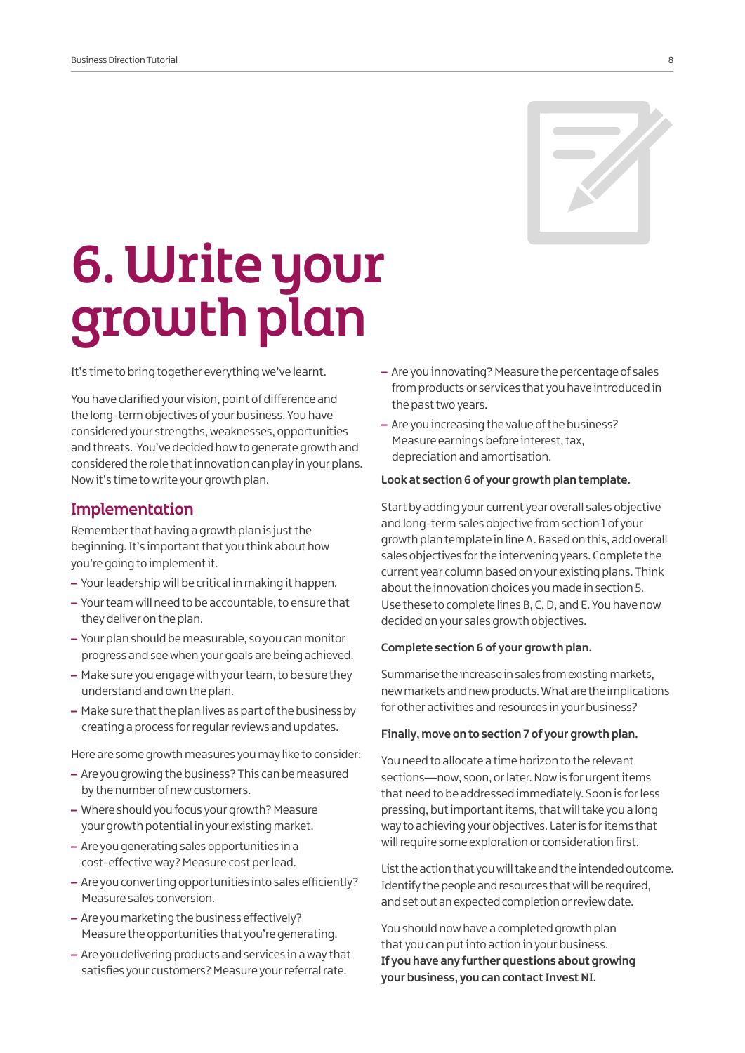# 6. Write your growth plan

It's time to bring together everything we've learnt.

You have clarified your vision, point of difference and the long-term objectives of your business. You have considered your strengths, weaknesses, opportunities and threats. You've decided how to generate growth and considered the role that innovation can play in your plans. Now it's time to write your growth plan.

## Implementation

Remember that having a growth plan is just the beginning. It's important that you think about how you're going to implement it.

- Your leadership will be critical in making it happen.
- Your team will need to be accountable, to ensure that they deliver on the plan.
- Your plan should be measurable, so you can monitor progress and see when your goals are being achieved.
- Make sure you engage with your team, to be sure they understand and own the plan.
- Make sure that the plan lives as part of the business by creating a process for regular reviews and updates.

Here are some growth measures you may like to consider:

- Are you growing the business? This can be measured by the number of new customers.
- Where should you focus your growth? Measure your growth potential in your existing market.
- Are you generating sales opportunities in a cost-effective way? Measure cost per lead.
- Are you converting opportunities into sales efficiently? Measure sales conversion.
- Are you marketing the business effectively? Measure the opportunities that you're generating.
- Are you delivering products and services in a way that satisfies your customers? Measure your referral rate.
- Are you innovating? Measure the percentage of sales from products or services that you have introduced in the past two years.
- Are you increasing the value of the business? Measure earnings before interest, tax, depreciation and amortisation.

**Look at section 6 of your growth plan template.**

Start by adding your current year overall sales objective and long-term sales objective from section 1 of your growth plan template in line A. Based on this, add overall sales objectives for the intervening years. Complete the current year column based on your existing plans. Think about the innovation choices you made in section 5. Use these to complete lines B, C, D, and E. You have now decided on your sales growth objectives.

**Complete section 6 of your growth plan.**

Summarise the increase in sales from existing markets, new markets and new products. What are the implications for other activities and resources in your business?

**Finally, move on to section 7 of your growth plan.**

You need to allocate a time horizon to the relevant sections—now, soon, or later. Now is for urgent items that need to be addressed immediately. Soon is for less pressing, but important items, that will take you a long way to achieving your objectives. Later is for items that will require some exploration or consideration first.

List the action that you will take and the intended outcome. Identify the people and resources that will be required, and set out an expected completion or review date.

You should now have a completed growth plan that you can put into action in your business.
**If you have any further questions about growing your business, you can contact Invest NI.**